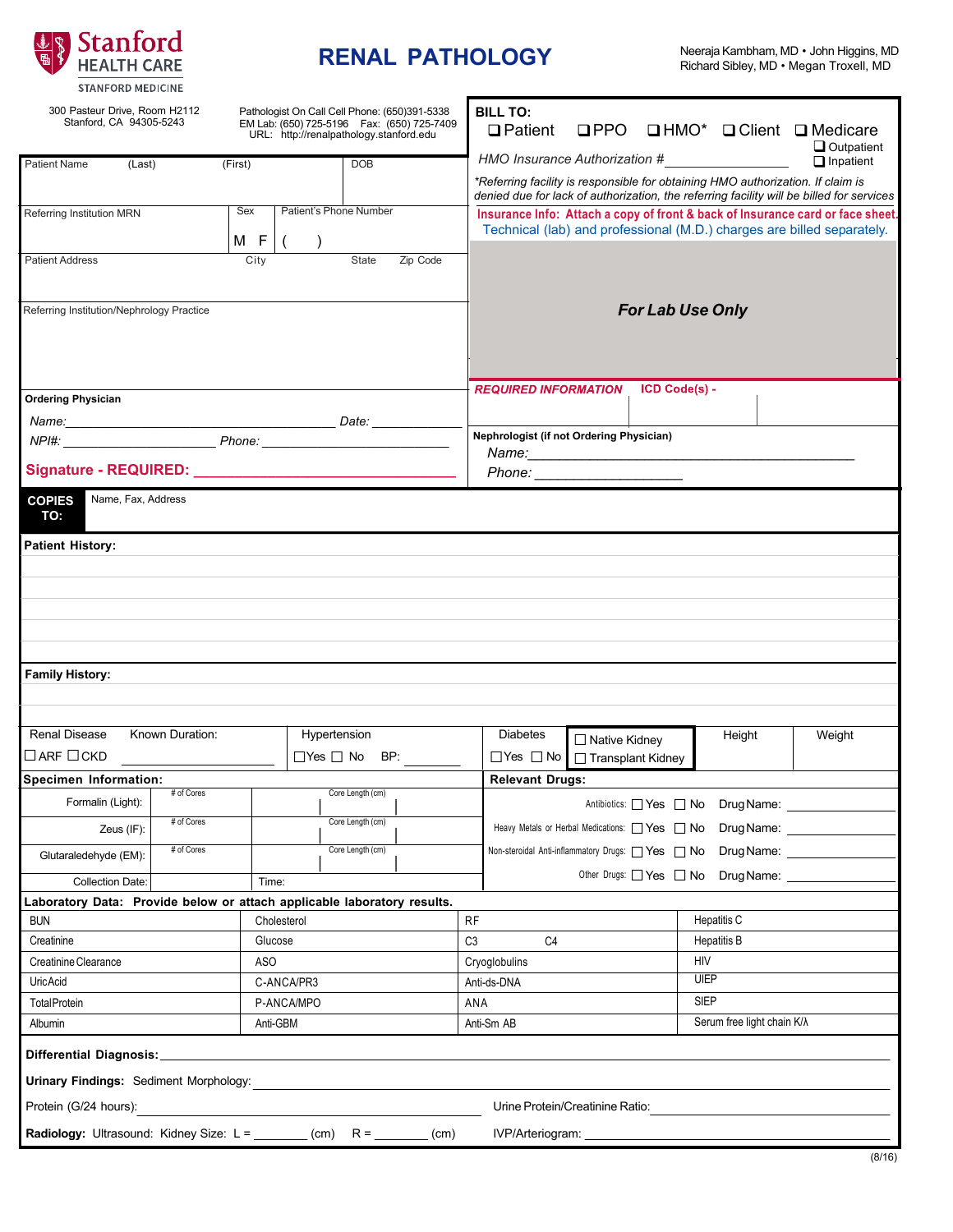Stanford HEALTH CARE
STANFORD MEDICINE

# RENAL PATHOLOGY

Neeraja Kambham, MD • John Higgins, MD
Richard Sibley, MD • Megan Troxell, MD

300 Pasteur Drive, Room H2112
Stanford, CA 94305-5243

Pathologist On Call Cell Phone: (650)391-5338
EM Lab: (650) 725-5196 Fax: (650) 725-7409
URL: http://renalpathology.stanford.edu

**BILL TO:**
❑ Patient ❑ PPO ❑ HMO* ❑ Client ❑ Medicare ❑ Outpatient ❑ Inpatient

*HMO Insurance Authorization #* ____________

**Referring facility is responsible for obtaining HMO authorization. If claim is denied due for lack of authorization, the referring facility will be billed for services*

**Insurance Info: Attach a copy of front & back of Insurance card or face sheet.**
Technical (lab) and professional (M.D.) charges are billed separately.

| Patient Name (Last) | (First) | DOB |
|---|---|---|
| | | |

| Referring Institution MRN | Sex | Patient's Phone Number |
|---|---|---|
| | M F | ( ) |

| Patient Address | City | State | Zip Code |
|---|---|---|---|
| | | | |

Referring Institution/Nephrology Practice

***For Lab Use Only***

**Ordering Physician**

*Name:* ____________ *Date:* ____________

*NPI#:* ____________ *Phone:* ____________

**Signature - REQUIRED:** ____________

***REQUIRED INFORMATION*** **ICD Code(s) -**

**Nephrologist (if not Ordering Physician)**

*Name:* ____________

*Phone:* ____________

**COPIES TO:** Name, Fax, Address

**Patient History:**

**Family History:**

| Renal Disease | Known Duration: | Hypertension | Diabetes | | Height | Weight |
|---|---|---|---|---|---|---|
| ☐ARF ☐CKD | | ☐Yes ☐ No BP: | ☐Yes ☐ No | ☐ Native Kidney ☐ Transplant Kidney | | |

**Specimen Information:**

| | # of Cores | Core Length (cm) |
|---|---|---|
| Formalin (Light): | | |
| Zeus (IF): | | |
| Glutaraldehyde (EM): | | |
| Collection Date: | Time: | |

**Relevant Drugs:**

| | | |
|---|---|---|
| Antibiotics: | ☐ Yes ☐ No | Drug Name: |
| Heavy Metals or Herbal Medications: | ☐ Yes ☐ No | Drug Name: |
| Non-steroidal Anti-inflammatory Drugs: | ☐ Yes ☐ No | Drug Name: |
| Other Drugs: | ☐ Yes ☐ No | Drug Name: |

**Laboratory Data: Provide below or attach applicable laboratory results.**

| | | | |
|---|---|---|---|
| BUN | Cholesterol | RF | Hepatitis C |
| Creatinine | Glucose | C3 C4 | Hepatitis B |
| Creatinine Clearance | ASO | Cryoglobulins | HIV |
| Uric Acid | C-ANCA/PR3 | Anti-ds-DNA | UIEP |
| Total Protein | P-ANCA/MPO | ANA | SIEP |
| Albumin | Anti-GBM | Anti-Sm AB | Serum free light chain K/λ |

**Differential Diagnosis:** ____________

**Urinary Findings:** Sediment Morphology: ____________

Protein (G/24 hours): ____________ Urine Protein/Creatinine Ratio: ____________

**Radiology:** Ultrasound: Kidney Size: L = ________ (cm) R = ________ (cm) IVP/Arteriogram: ____________

(8/16)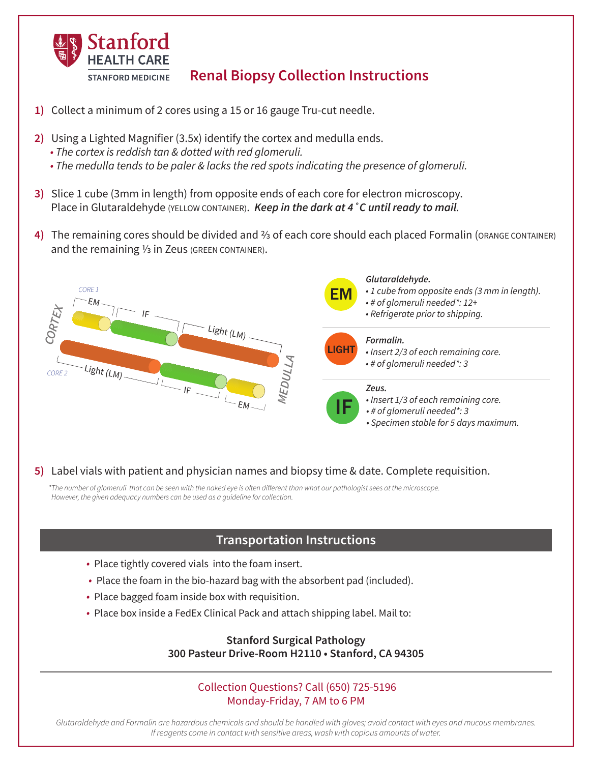Stanford HEALTH CARE
STANFORD MEDICINE

# Renal Biopsy Collection Instructions

**1)** Collect a minimum of 2 cores using a 15 or 16 gauge Tru-cut needle.

**2)** Using a Lighted Magnifier (3.5x) identify the cortex and medulla ends.
- *The cortex is reddish tan & dotted with red glomeruli.*
- *The medulla tends to be paler & lacks the red spots indicating the presence of glomeruli.*

**3)** Slice 1 cube (3mm in length) from opposite ends of each core for electron microscopy. Place in Glutaraldehyde (YELLOW CONTAINER). ***Keep in the dark at 4 ˚C until ready to mail.***

**4)** The remaining cores should be divided and ⅔ of each core should each placed Formalin (ORANGE CONTAINER) and the remaining ⅓ in Zeus (GREEN CONTAINER).

CORTEX
CORE 1
EM
IF
Light (LM)
CORE 2
Light (LM)
IF
EM
MEDULLA

**EM** — ***Glutaraldehyde.***
- *1 cube from opposite ends (3 mm in length).*
- *# of glomeruli needed\*: 12+*
- *Refrigerate prior to shipping.*

**LIGHT** — ***Formalin.***
- *Insert 2/3 of each remaining core.*
- *# of glomeruli needed\*: 3*

**IF** — ***Zeus.***
- *Insert 1/3 of each remaining core.*
- *# of glomeruli needed\*: 3*
- *Specimen stable for 5 days maximum.*

**5)** Label vials with patient and physician names and biopsy time & date. Complete requisition.

*\*The number of glomeruli that can be seen with the naked eye is often different than what our pathologist sees at the microscope. However, the given adequacy numbers can be used as a guideline for collection.*

## Transportation Instructions

- Place tightly covered vials into the foam insert.
- Place the foam in the bio-hazard bag with the absorbent pad (included).
- Place bagged foam inside box with requisition.
- Place box inside a FedEx Clinical Pack and attach shipping label. Mail to:

**Stanford Surgical Pathology**
**300 Pasteur Drive-Room H2110 • Stanford, CA 94305**

---

Collection Questions? Call (650) 725-5196
Monday-Friday, 7 AM to 6 PM

*Glutaraldehyde and Formalin are hazardous chemicals and should be handled with gloves; avoid contact with eyes and mucous membranes. If reagents come in contact with sensitive areas, wash with copious amounts of water.*